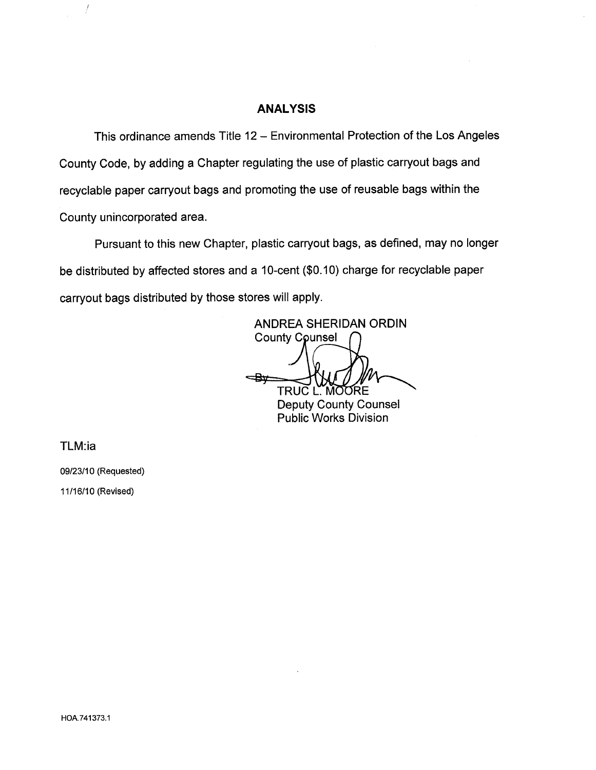## ANALYSIS

This ordinance amends Title 12 – Environmental Protection of the Los Angeles County Code, by adding a Chapter regulating the use of plastic carryout bags and recyclable paper carryout bags and promoting the use of reusable bags within the County unincorporated area.

Pursuant to this new Chapter, plastic carryout bags, as defined, may no longer be distributed by affected stores and a 10-cent ($0.10) charge for recyclable paper carryout bags distributed by those stores will apply.

ANDREA SHERIDAN ORDIN
County Counsel

By
TRUC L. MOORE
Deputy County Counsel
Public Works Division

TLM:ia

09/23/10 (Requested)

11/16/10 (Revised)

HOA.741373.1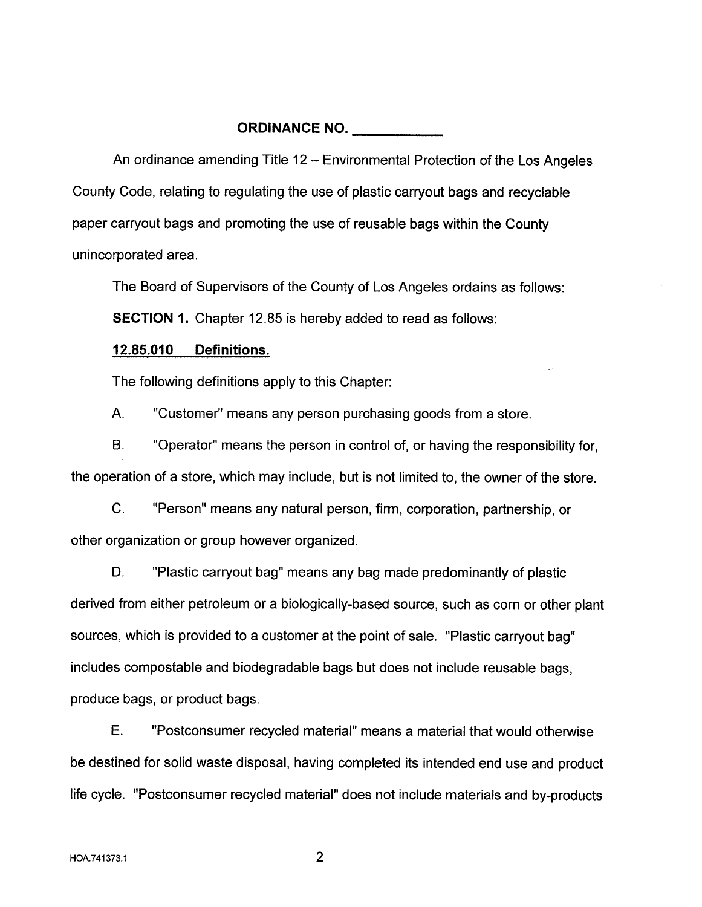## ORDINANCE NO. ___________

An ordinance amending Title 12 – Environmental Protection of the Los Angeles County Code, relating to regulating the use of plastic carryout bags and recyclable paper carryout bags and promoting the use of reusable bags within the County unincorporated area.

The Board of Supervisors of the County of Los Angeles ordains as follows:

**SECTION 1.** Chapter 12.85 is hereby added to read as follows:

**12.85.010 Definitions.**

The following definitions apply to this Chapter:

A. "Customer" means any person purchasing goods from a store.

B. "Operator" means the person in control of, or having the responsibility for, the operation of a store, which may include, but is not limited to, the owner of the store.

C. "Person" means any natural person, firm, corporation, partnership, or other organization or group however organized.

D. "Plastic carryout bag" means any bag made predominantly of plastic derived from either petroleum or a biologically-based source, such as corn or other plant sources, which is provided to a customer at the point of sale. "Plastic carryout bag" includes compostable and biodegradable bags but does not include reusable bags, produce bags, or product bags.

E. "Postconsumer recycled material" means a material that would otherwise be destined for solid waste disposal, having completed its intended end use and product life cycle. "Postconsumer recycled material" does not include materials and by-products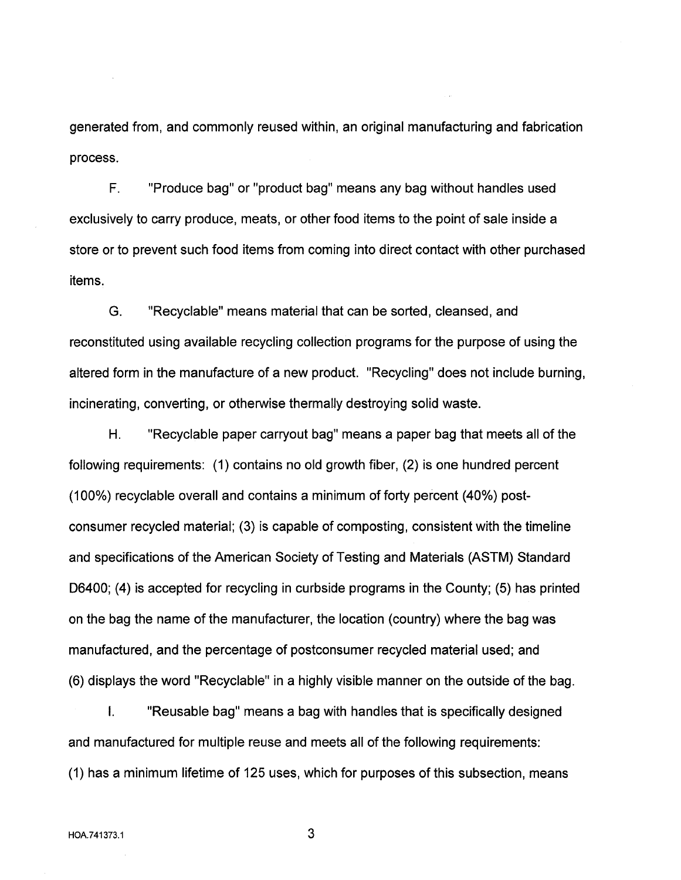generated from, and commonly reused within, an original manufacturing and fabrication process.

F. "Produce bag" or "product bag" means any bag without handles used exclusively to carry produce, meats, or other food items to the point of sale inside a store or to prevent such food items from coming into direct contact with other purchased items.

G. "Recyclable" means material that can be sorted, cleansed, and reconstituted using available recycling collection programs for the purpose of using the altered form in the manufacture of a new product. "Recycling" does not include burning, incinerating, converting, or otherwise thermally destroying solid waste.

H. "Recyclable paper carryout bag" means a paper bag that meets all of the following requirements: (1) contains no old growth fiber, (2) is one hundred percent (100%) recyclable overall and contains a minimum of forty percent (40%) post-consumer recycled material; (3) is capable of composting, consistent with the timeline and specifications of the American Society of Testing and Materials (ASTM) Standard D6400; (4) is accepted for recycling in curbside programs in the County; (5) has printed on the bag the name of the manufacturer, the location (country) where the bag was manufactured, and the percentage of postconsumer recycled material used; and (6) displays the word "Recyclable" in a highly visible manner on the outside of the bag.

I. "Reusable bag" means a bag with handles that is specifically designed and manufactured for multiple reuse and meets all of the following requirements: (1) has a minimum lifetime of 125 uses, which for purposes of this subsection, means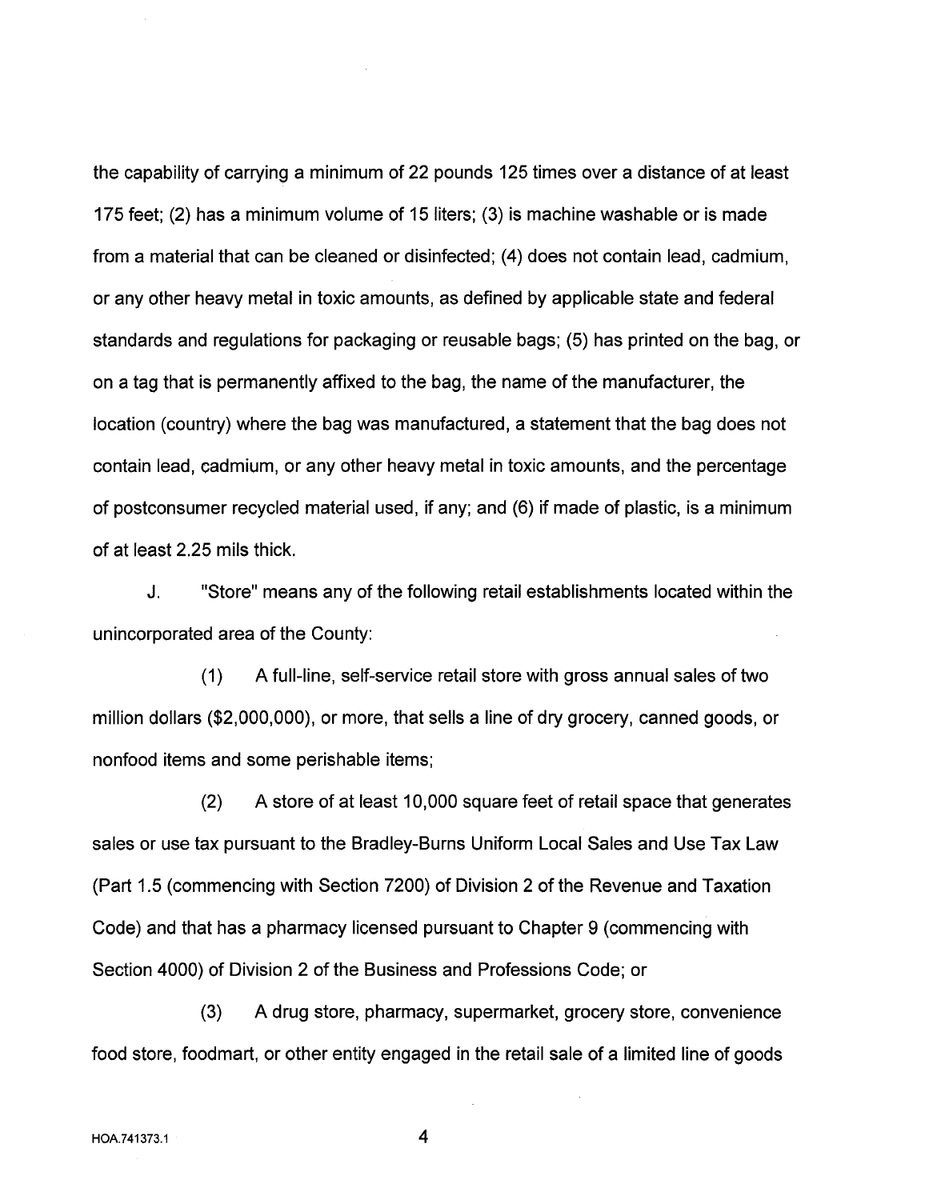the capability of carrying a minimum of 22 pounds 125 times over a distance of at least 175 feet; (2) has a minimum volume of 15 liters; (3) is machine washable or is made from a material that can be cleaned or disinfected; (4) does not contain lead, cadmium, or any other heavy metal in toxic amounts, as defined by applicable state and federal standards and regulations for packaging or reusable bags; (5) has printed on the bag, or on a tag that is permanently affixed to the bag, the name of the manufacturer, the location (country) where the bag was manufactured, a statement that the bag does not contain lead, cadmium, or any other heavy metal in toxic amounts, and the percentage of postconsumer recycled material used, if any; and (6) if made of plastic, is a minimum of at least 2.25 mils thick.

J. "Store" means any of the following retail establishments located within the unincorporated area of the County:

(1) A full-line, self-service retail store with gross annual sales of two million dollars ($2,000,000), or more, that sells a line of dry grocery, canned goods, or nonfood items and some perishable items;

(2) A store of at least 10,000 square feet of retail space that generates sales or use tax pursuant to the Bradley-Burns Uniform Local Sales and Use Tax Law (Part 1.5 (commencing with Section 7200) of Division 2 of the Revenue and Taxation Code) and that has a pharmacy licensed pursuant to Chapter 9 (commencing with Section 4000) of Division 2 of the Business and Professions Code; or

(3) A drug store, pharmacy, supermarket, grocery store, convenience food store, foodmart, or other entity engaged in the retail sale of a limited line of goods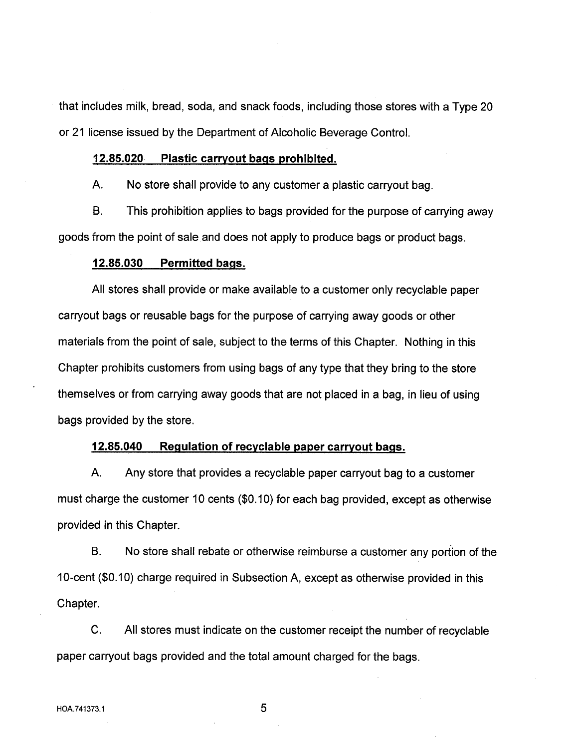that includes milk, bread, soda, and snack foods, including those stores with a Type 20 or 21 license issued by the Department of Alcoholic Beverage Control.

**12.85.020 Plastic carryout bags prohibited.**

A. No store shall provide to any customer a plastic carryout bag.

B. This prohibition applies to bags provided for the purpose of carrying away goods from the point of sale and does not apply to produce bags or product bags.

**12.85.030 Permitted bags.**

All stores shall provide or make available to a customer only recyclable paper carryout bags or reusable bags for the purpose of carrying away goods or other materials from the point of sale, subject to the terms of this Chapter. Nothing in this Chapter prohibits customers from using bags of any type that they bring to the store themselves or from carrying away goods that are not placed in a bag, in lieu of using bags provided by the store.

**12.85.040 Regulation of recyclable paper carryout bags.**

A. Any store that provides a recyclable paper carryout bag to a customer must charge the customer 10 cents ($0.10) for each bag provided, except as otherwise provided in this Chapter.

B. No store shall rebate or otherwise reimburse a customer any portion of the 10-cent ($0.10) charge required in Subsection A, except as otherwise provided in this Chapter.

C. All stores must indicate on the customer receipt the number of recyclable paper carryout bags provided and the total amount charged for the bags.

HOA.741373.1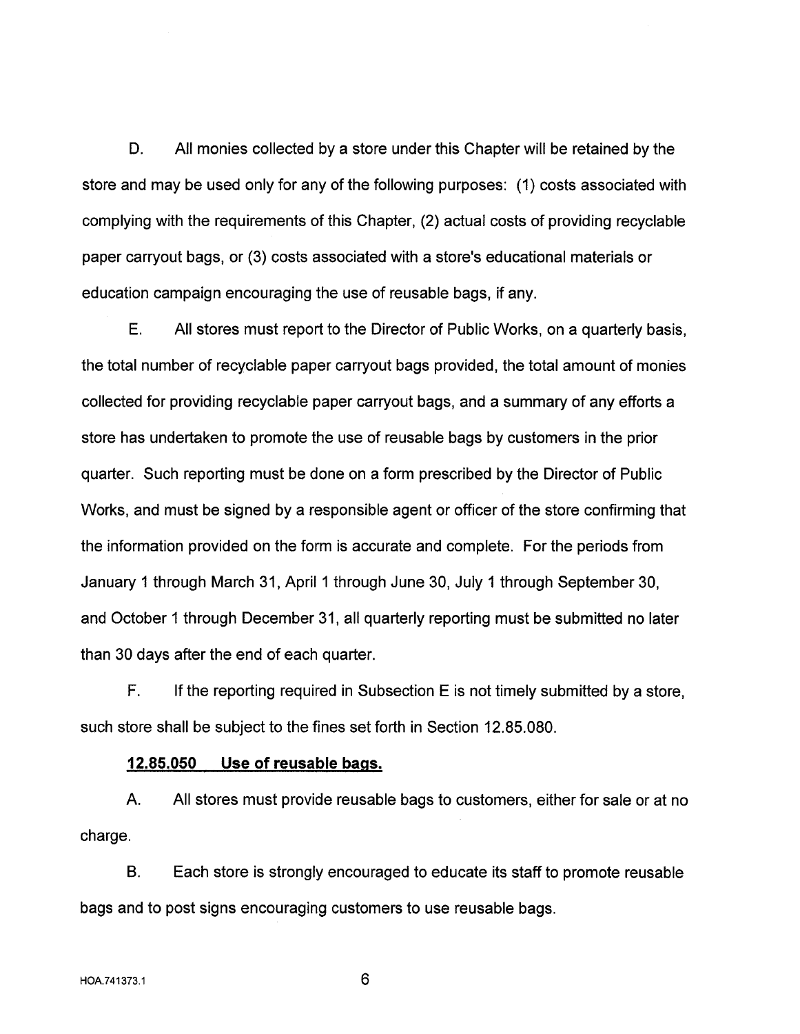D. All monies collected by a store under this Chapter will be retained by the store and may be used only for any of the following purposes: (1) costs associated with complying with the requirements of this Chapter, (2) actual costs of providing recyclable paper carryout bags, or (3) costs associated with a store's educational materials or education campaign encouraging the use of reusable bags, if any.

E. All stores must report to the Director of Public Works, on a quarterly basis, the total number of recyclable paper carryout bags provided, the total amount of monies collected for providing recyclable paper carryout bags, and a summary of any efforts a store has undertaken to promote the use of reusable bags by customers in the prior quarter. Such reporting must be done on a form prescribed by the Director of Public Works, and must be signed by a responsible agent or officer of the store confirming that the information provided on the form is accurate and complete. For the periods from January 1 through March 31, April 1 through June 30, July 1 through September 30, and October 1 through December 31, all quarterly reporting must be submitted no later than 30 days after the end of each quarter.

F. If the reporting required in Subsection E is not timely submitted by a store, such store shall be subject to the fines set forth in Section 12.85.080.

**12.85.050 Use of reusable bags.**

A. All stores must provide reusable bags to customers, either for sale or at no charge.

B. Each store is strongly encouraged to educate its staff to promote reusable bags and to post signs encouraging customers to use reusable bags.

HOA.741373.1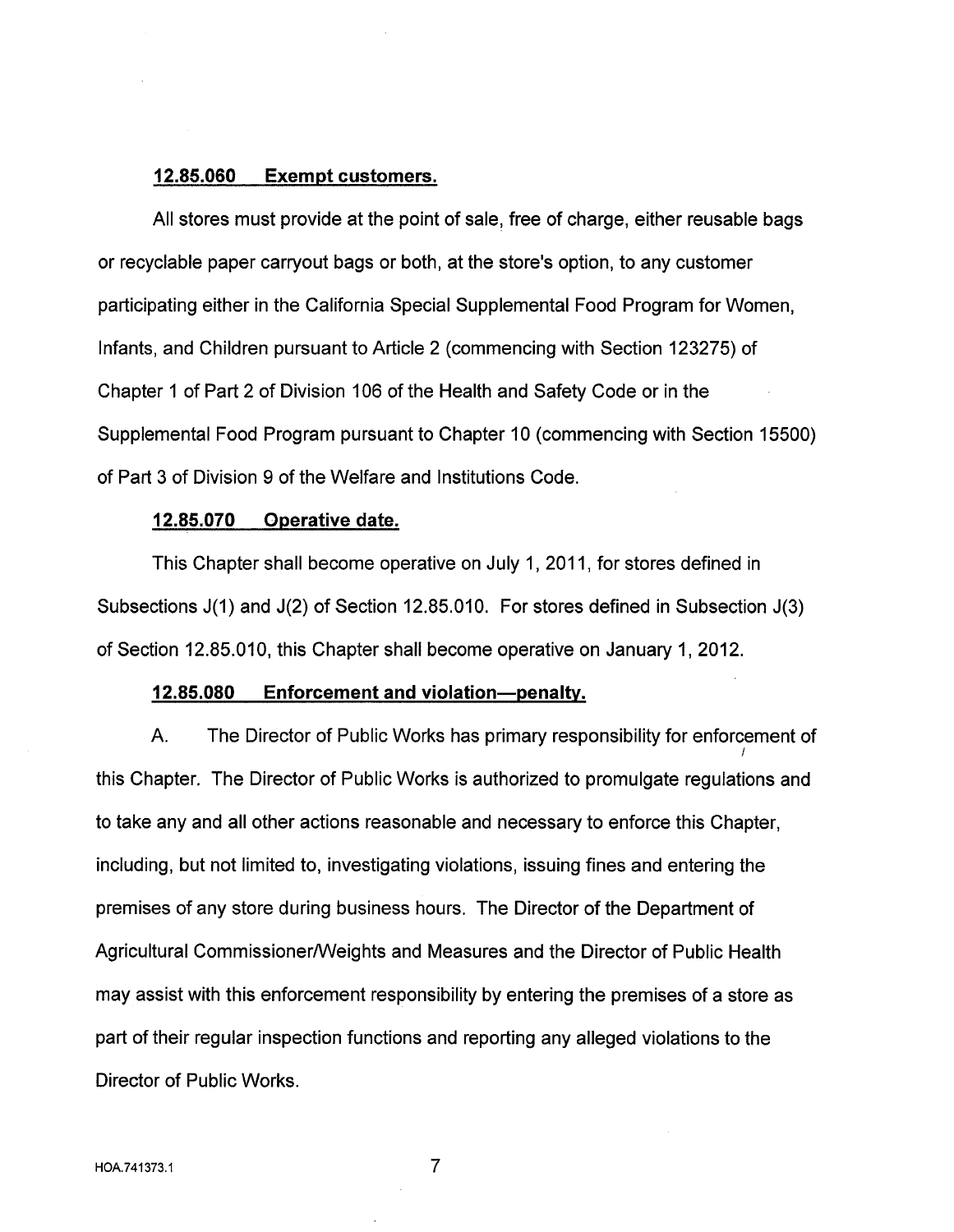**12.85.060 Exempt customers.**

All stores must provide at the point of sale, free of charge, either reusable bags or recyclable paper carryout bags or both, at the store's option, to any customer participating either in the California Special Supplemental Food Program for Women, Infants, and Children pursuant to Article 2 (commencing with Section 123275) of Chapter 1 of Part 2 of Division 106 of the Health and Safety Code or in the Supplemental Food Program pursuant to Chapter 10 (commencing with Section 15500) of Part 3 of Division 9 of the Welfare and Institutions Code.

**12.85.070 Operative date.**

This Chapter shall become operative on July 1, 2011, for stores defined in Subsections J(1) and J(2) of Section 12.85.010. For stores defined in Subsection J(3) of Section 12.85.010, this Chapter shall become operative on January 1, 2012.

**12.85.080 Enforcement and violation—penalty.**

A. The Director of Public Works has primary responsibility for enforcement of this Chapter. The Director of Public Works is authorized to promulgate regulations and to take any and all other actions reasonable and necessary to enforce this Chapter, including, but not limited to, investigating violations, issuing fines and entering the premises of any store during business hours. The Director of the Department of Agricultural Commissioner/Weights and Measures and the Director of Public Health may assist with this enforcement responsibility by entering the premises of a store as part of their regular inspection functions and reporting any alleged violations to the Director of Public Works.

HOA.741373.1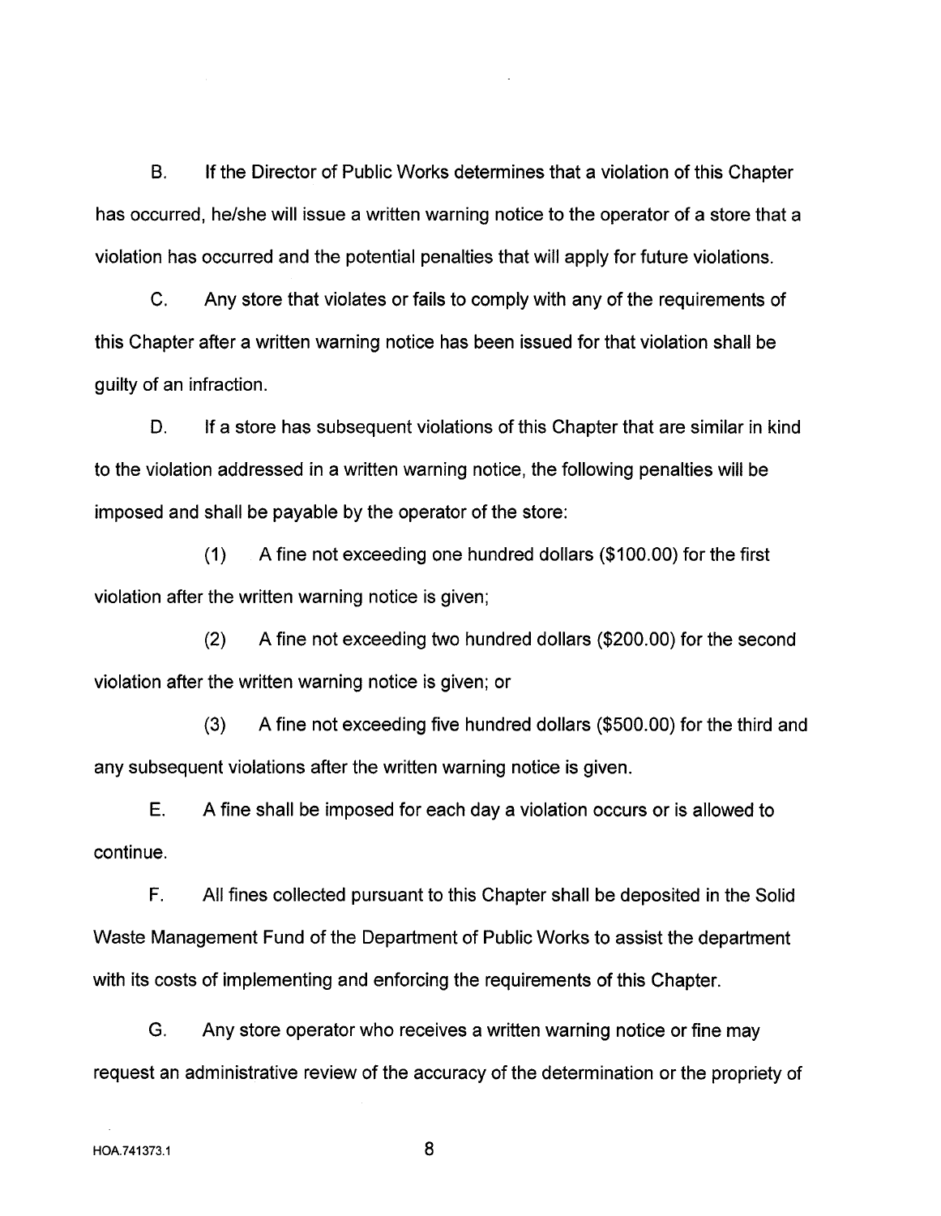B. If the Director of Public Works determines that a violation of this Chapter has occurred, he/she will issue a written warning notice to the operator of a store that a violation has occurred and the potential penalties that will apply for future violations.

C. Any store that violates or fails to comply with any of the requirements of this Chapter after a written warning notice has been issued for that violation shall be guilty of an infraction.

D. If a store has subsequent violations of this Chapter that are similar in kind to the violation addressed in a written warning notice, the following penalties will be imposed and shall be payable by the operator of the store:

(1) A fine not exceeding one hundred dollars ($100.00) for the first violation after the written warning notice is given;

(2) A fine not exceeding two hundred dollars ($200.00) for the second violation after the written warning notice is given; or

(3) A fine not exceeding five hundred dollars ($500.00) for the third and any subsequent violations after the written warning notice is given.

E. A fine shall be imposed for each day a violation occurs or is allowed to continue.

F. All fines collected pursuant to this Chapter shall be deposited in the Solid Waste Management Fund of the Department of Public Works to assist the department with its costs of implementing and enforcing the requirements of this Chapter.

G. Any store operator who receives a written warning notice or fine may request an administrative review of the accuracy of the determination or the propriety of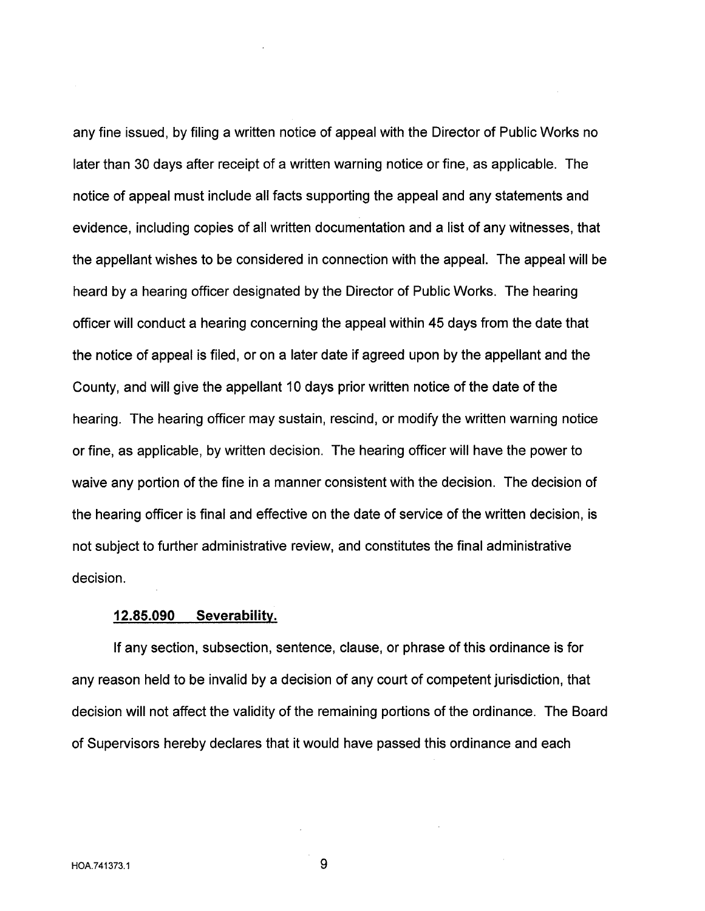any fine issued, by filing a written notice of appeal with the Director of Public Works no later than 30 days after receipt of a written warning notice or fine, as applicable. The notice of appeal must include all facts supporting the appeal and any statements and evidence, including copies of all written documentation and a list of any witnesses, that the appellant wishes to be considered in connection with the appeal. The appeal will be heard by a hearing officer designated by the Director of Public Works. The hearing officer will conduct a hearing concerning the appeal within 45 days from the date that the notice of appeal is filed, or on a later date if agreed upon by the appellant and the County, and will give the appellant 10 days prior written notice of the date of the hearing. The hearing officer may sustain, rescind, or modify the written warning notice or fine, as applicable, by written decision. The hearing officer will have the power to waive any portion of the fine in a manner consistent with the decision. The decision of the hearing officer is final and effective on the date of service of the written decision, is not subject to further administrative review, and constitutes the final administrative decision.

**12.85.090 Severability.**

If any section, subsection, sentence, clause, or phrase of this ordinance is for any reason held to be invalid by a decision of any court of competent jurisdiction, that decision will not affect the validity of the remaining portions of the ordinance. The Board of Supervisors hereby declares that it would have passed this ordinance and each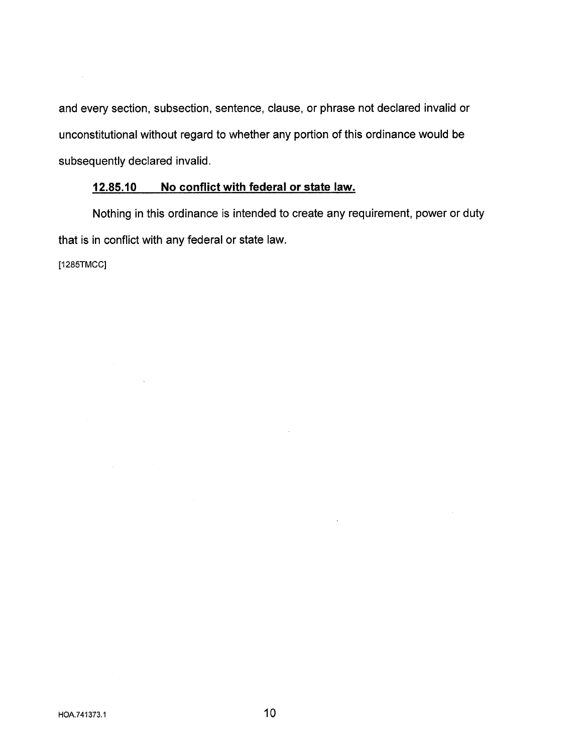and every section, subsection, sentence, clause, or phrase not declared invalid or unconstitutional without regard to whether any portion of this ordinance would be subsequently declared invalid.

### 12.85.10 No conflict with federal or state law.

Nothing in this ordinance is intended to create any requirement, power or duty that is in conflict with any federal or state law.

[1285TMCC]

HOA.741373.1